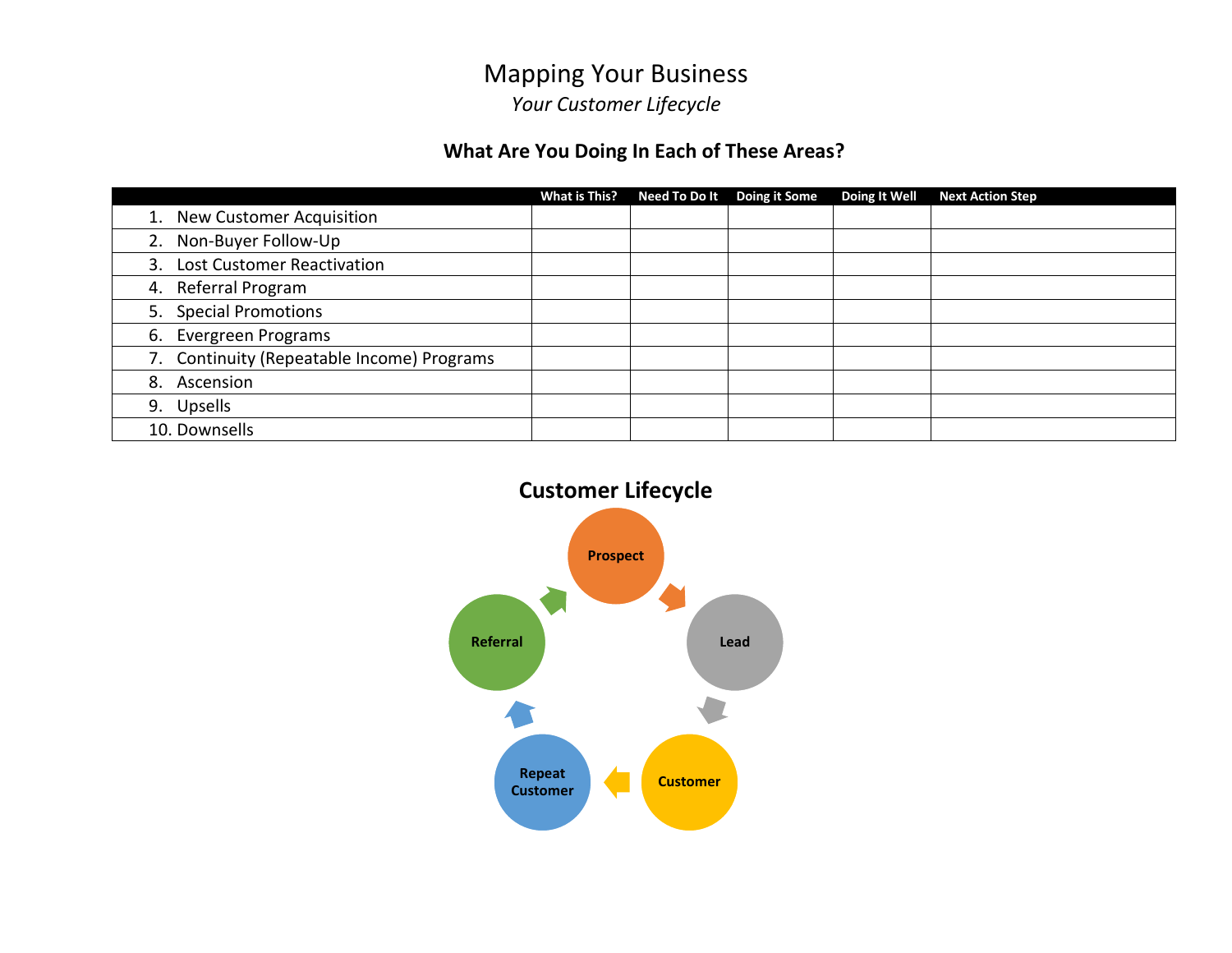# Mapping Your Business

*Your Customer Lifecycle*

## What Are You Doing In Each of These Areas?

| | What is This? | Need To Do It | Doing it Some | Doing It Well | Next Action Step |
|---|---|---|---|---|---|
| 1. New Customer Acquisition | | | | | |
| 2. Non-Buyer Follow-Up | | | | | |
| 3. Lost Customer Reactivation | | | | | |
| 4. Referral Program | | | | | |
| 5. Special Promotions | | | | | |
| 6. Evergreen Programs | | | | | |
| 7. Continuity (Repeatable Income) Programs | | | | | |
| 8. Ascension | | | | | |
| 9. Upsells | | | | | |
| 10. Downsells | | | | | |

## Customer Lifecycle

Prospect → Lead → Customer → Repeat Customer → Referral → Prospect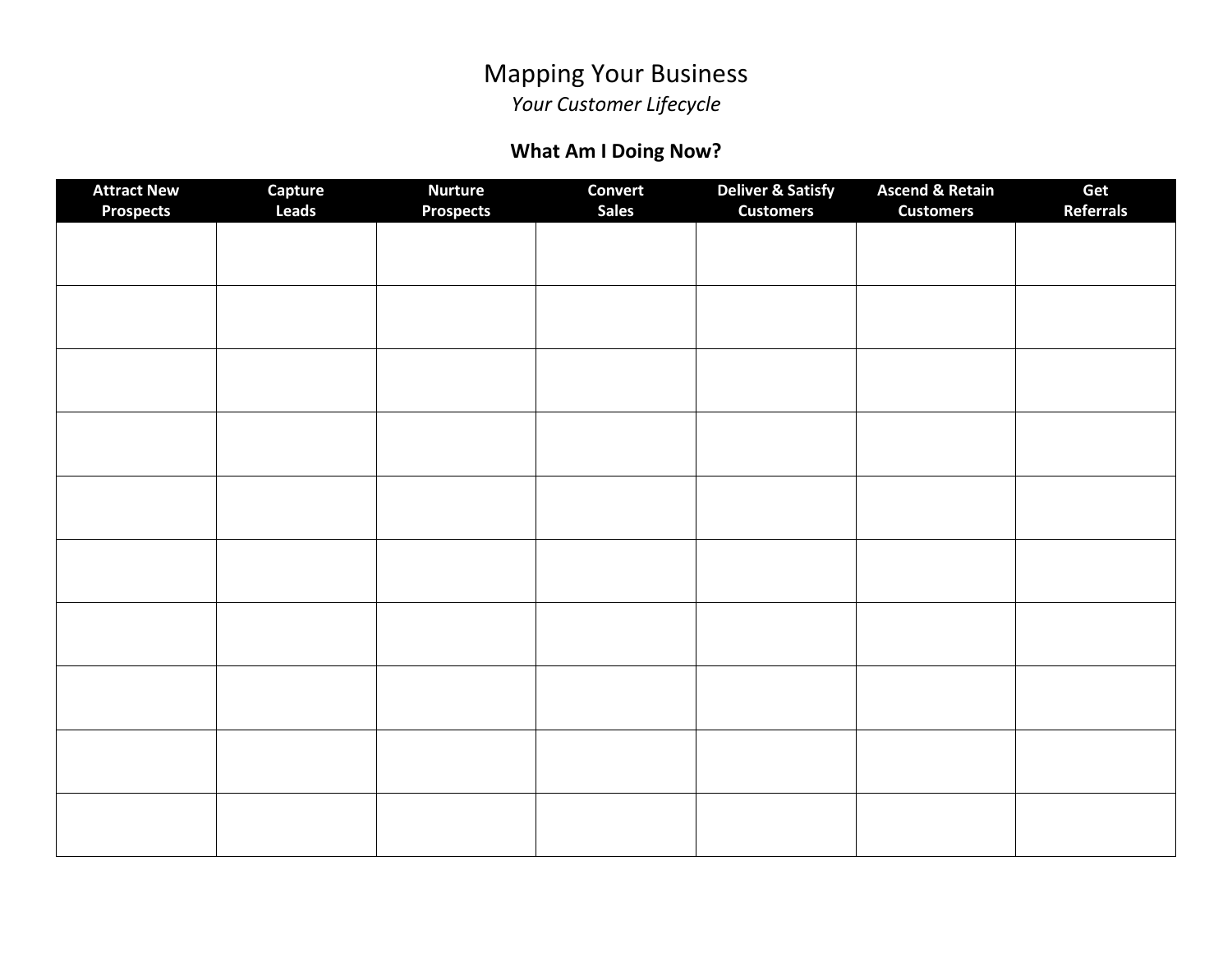# Mapping Your Business

*Your Customer Lifecycle*

## What Am I Doing Now?

| Attract New Prospects | Capture Leads | Nurture Prospects | Convert Sales | Deliver & Satisfy Customers | Ascend & Retain Customers | Get Referrals |
|---|---|---|---|---|---|---|
| | | | | | | |
| | | | | | | |
| | | | | | | |
| | | | | | | |
| | | | | | | |
| | | | | | | |
| | | | | | | |
| | | | | | | |
| | | | | | | |
| | | | | | | |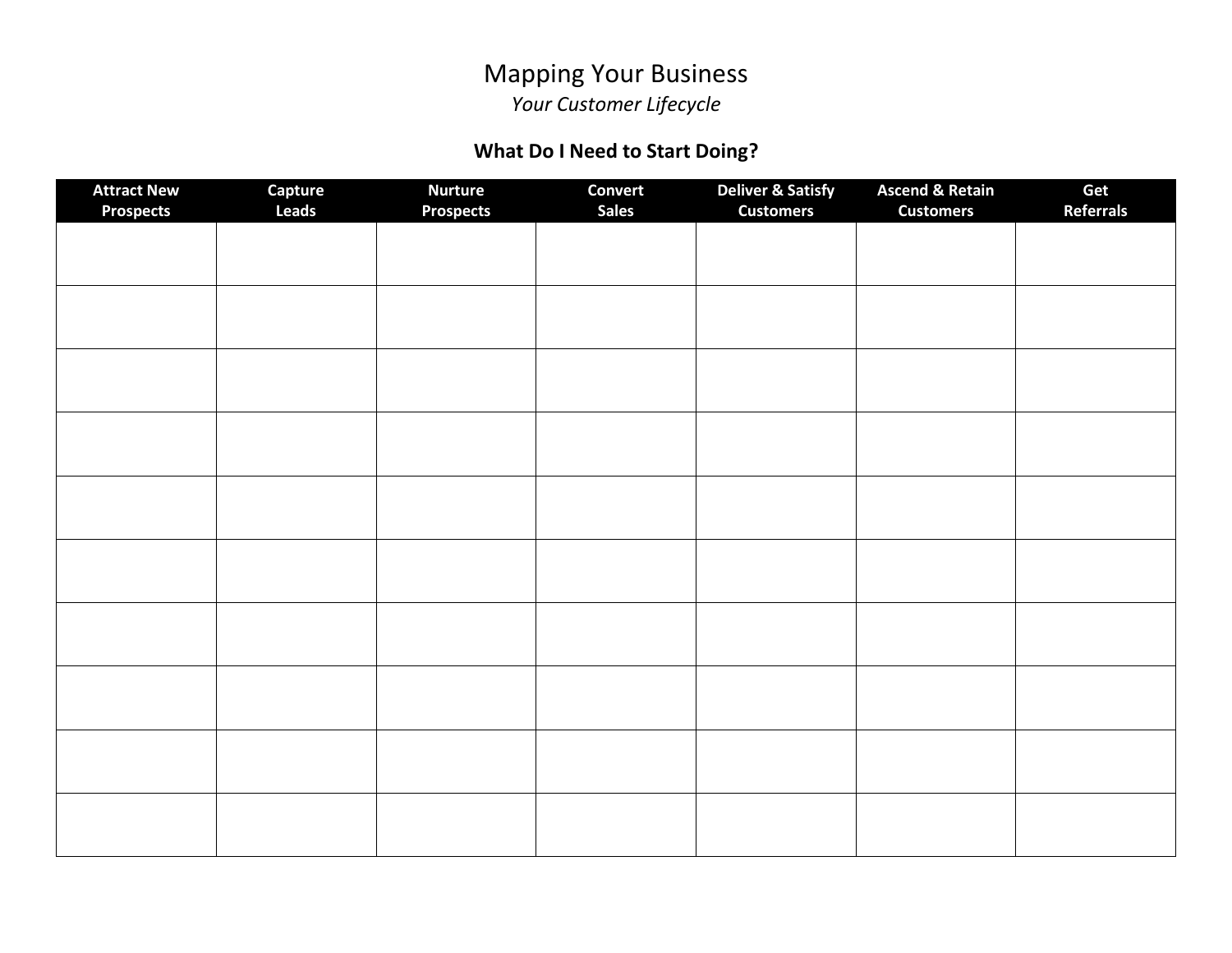# Mapping Your Business

*Your Customer Lifecycle*

**What Do I Need to Start Doing?**

| Attract New Prospects | Capture Leads | Nurture Prospects | Convert Sales | Deliver & Satisfy Customers | Ascend & Retain Customers | Get Referrals |
|---|---|---|---|---|---|---|
| | | | | | | |
| | | | | | | |
| | | | | | | |
| | | | | | | |
| | | | | | | |
| | | | | | | |
| | | | | | | |
| | | | | | | |
| | | | | | | |
| | | | | | | |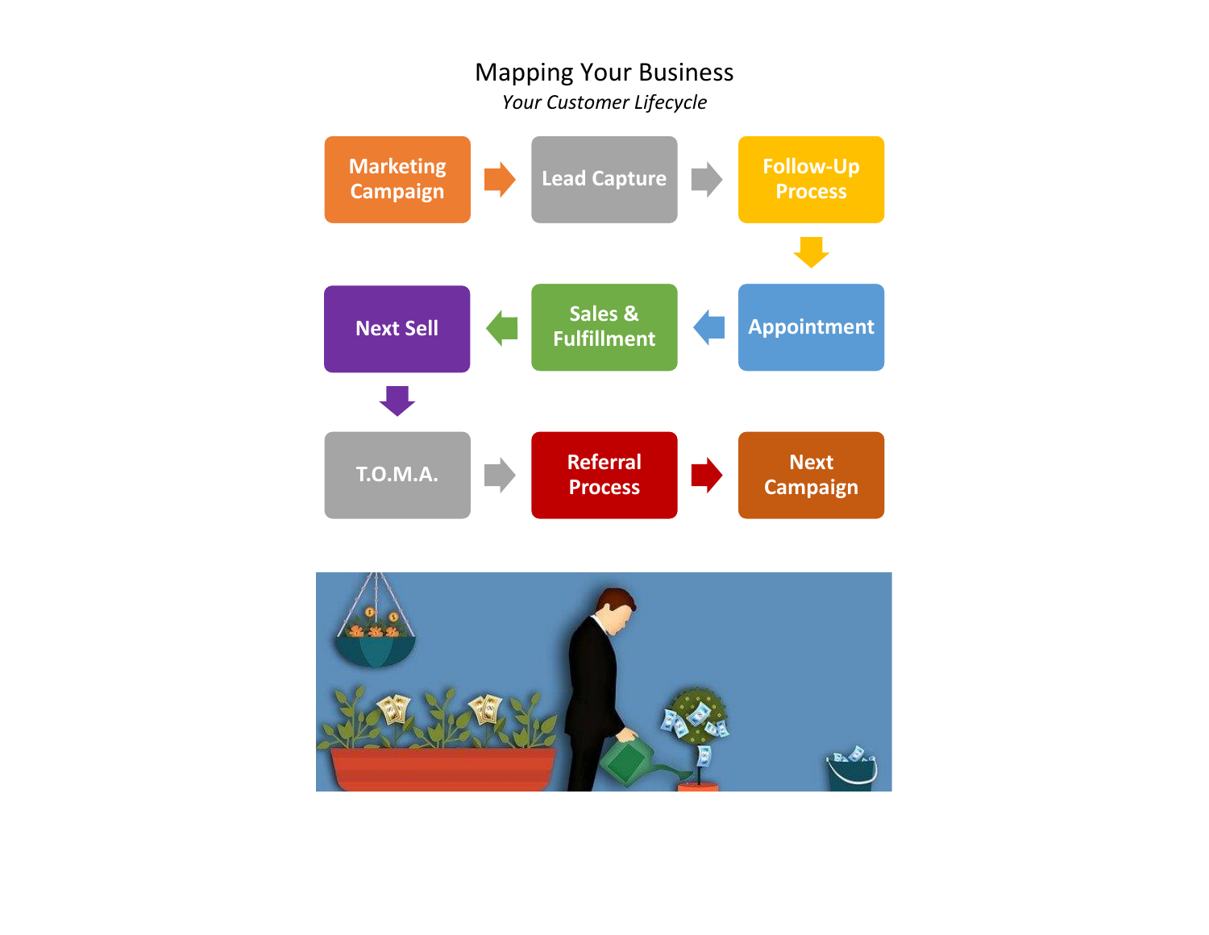# Mapping Your Business

*Your Customer Lifecycle*

Marketing Campaign → Lead Capture → Follow-Up Process → Appointment → Sales & Fulfillment → Next Sell → T.O.M.A. → Referral Process → Next Campaign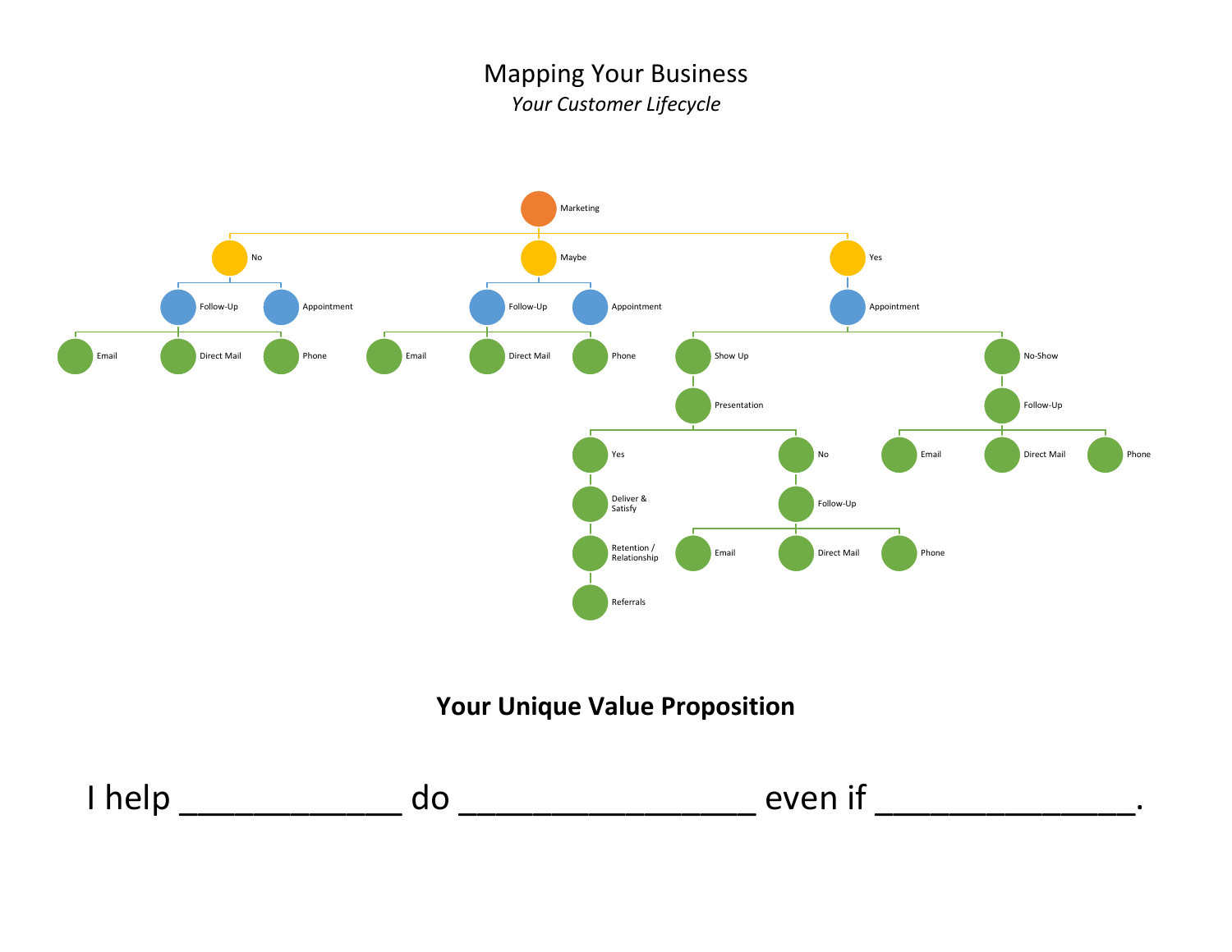# Mapping Your Business

*Your Customer Lifecycle*

- Marketing
  - No
    - Follow-Up
      - Email
      - Direct Mail
      - Phone
    - Appointment
  - Maybe
    - Follow-Up
      - Email
      - Direct Mail
      - Phone
    - Appointment
  - Yes
    - Appointment
      - Show Up
        - Presentation
          - Yes
            - Deliver & Satisfy
              - Retention / Relationship
                - Referrals
          - No
            - Follow-Up
              - Email
              - Direct Mail
              - Phone
      - No-Show
        - Follow-Up
          - Email
          - Direct Mail
          - Phone

## Your Unique Value Proposition

I help ____________ do ________________ even if ______________.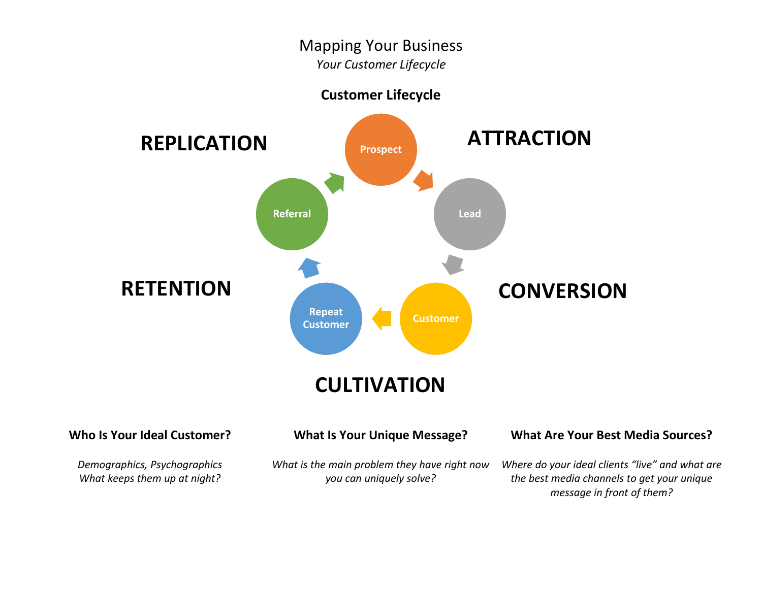# Mapping Your Business

*Your Customer Lifecycle*

**Customer Lifecycle**

**ATTRACTION**: Prospect → Lead

**CONVERSION**: Lead → Customer

**CULTIVATION**: Customer → Repeat Customer

**RETENTION**: Repeat Customer → Referral

**REPLICATION**: Referral → Prospect

### Who Is Your Ideal Customer?

*Demographics, Psychographics*
*What keeps them up at night?*

### What Is Your Unique Message?

*What is the main problem they have right now you can uniquely solve?*

### What Are Your Best Media Sources?

*Where do your ideal clients "live" and what are the best media channels to get your unique message in front of them?*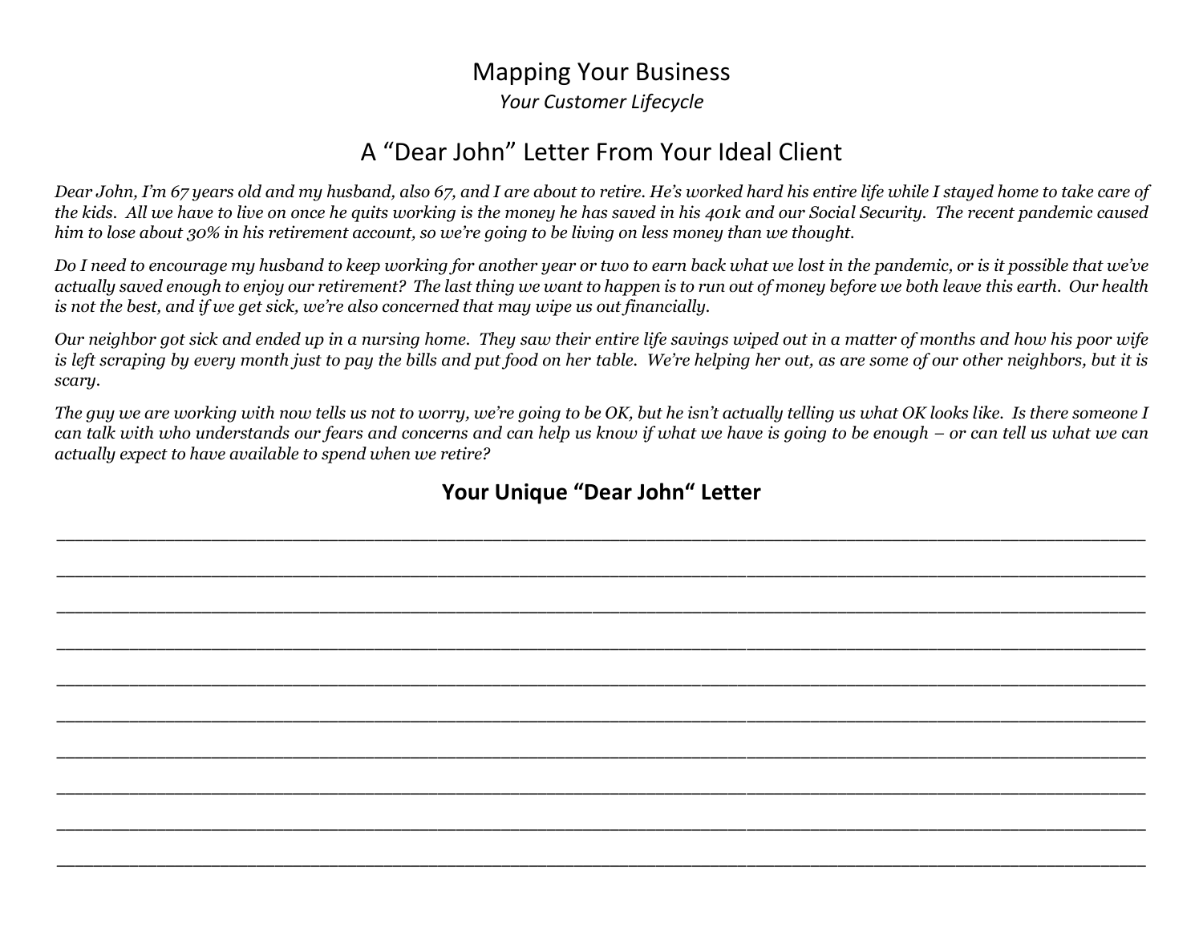# Mapping Your Business

*Your Customer Lifecycle*

## A "Dear John" Letter From Your Ideal Client

*Dear John, I'm 67 years old and my husband, also 67, and I are about to retire. He's worked hard his entire life while I stayed home to take care of the kids. All we have to live on once he quits working is the money he has saved in his 401k and our Social Security. The recent pandemic caused him to lose about 30% in his retirement account, so we're going to be living on less money than we thought.*

*Do I need to encourage my husband to keep working for another year or two to earn back what we lost in the pandemic, or is it possible that we've actually saved enough to enjoy our retirement? The last thing we want to happen is to run out of money before we both leave this earth. Our health is not the best, and if we get sick, we're also concerned that may wipe us out financially.*

*Our neighbor got sick and ended up in a nursing home. They saw their entire life savings wiped out in a matter of months and how his poor wife is left scraping by every month just to pay the bills and put food on her table. We're helping her out, as are some of our other neighbors, but it is scary.*

*The guy we are working with now tells us not to worry, we're going to be OK, but he isn't actually telling us what OK looks like. Is there someone I can talk with who understands our fears and concerns and can help us know if what we have is going to be enough – or can tell us what we can actually expect to have available to spend when we retire?*

### Your Unique "Dear John" Letter

______________________________________________________________________________

______________________________________________________________________________

______________________________________________________________________________

______________________________________________________________________________

______________________________________________________________________________

______________________________________________________________________________

______________________________________________________________________________

______________________________________________________________________________

______________________________________________________________________________

______________________________________________________________________________